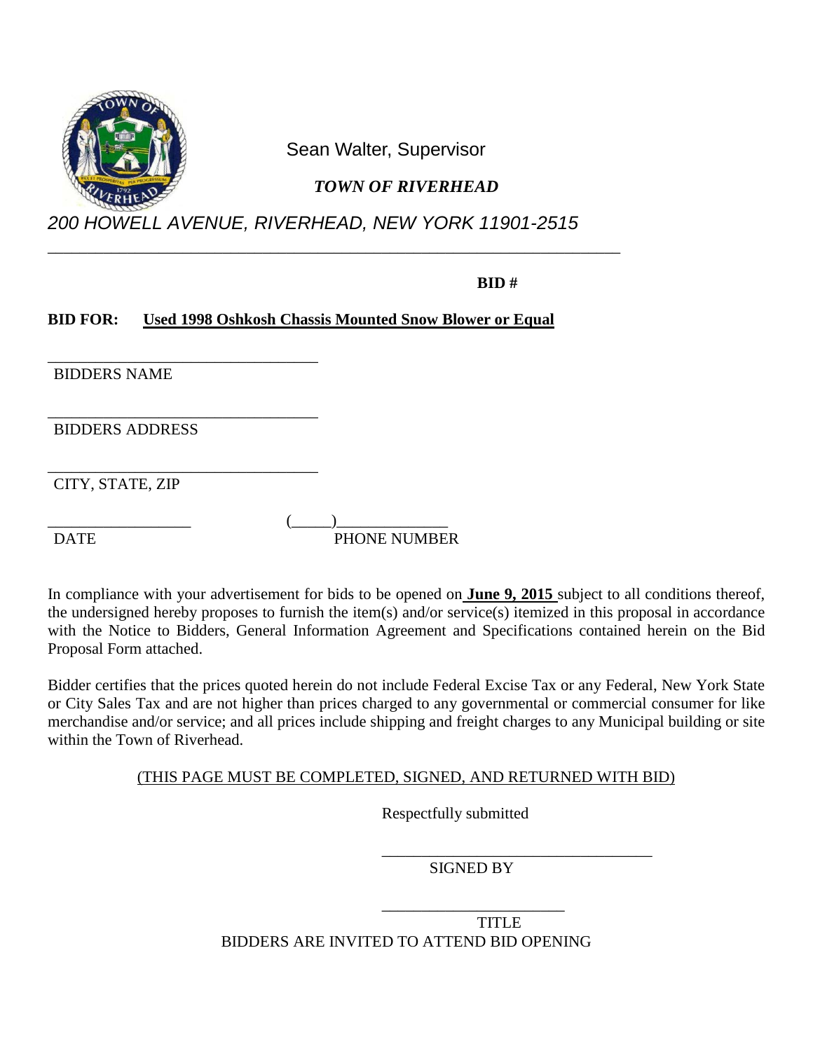Sean Walter, Supervisor

***TOWN OF RIVERHEAD***

*200 HOWELL AVENUE, RIVERHEAD, NEW YORK 11901-2515*

---

**BID #**

**BID FOR:** **Used 1998 Oshkosh Chassis Mounted Snow Blower or Equal**

\_\_\_\_\_\_\_\_\_\_\_\_\_\_\_\_\_\_\_\_\_\_\_\_\_\_\_\_\_\_\_\_\_\_\_
BIDDERS NAME

\_\_\_\_\_\_\_\_\_\_\_\_\_\_\_\_\_\_\_\_\_\_\_\_\_\_\_\_\_\_\_\_\_\_\_
BIDDERS ADDRESS

\_\_\_\_\_\_\_\_\_\_\_\_\_\_\_\_\_\_\_\_\_\_\_\_\_\_\_\_\_\_\_\_\_\_\_
CITY, STATE, ZIP

\_\_\_\_\_\_\_\_\_\_\_\_\_\_\_\_\_\_ (\_\_\_\_\_)\_\_\_\_\_\_\_\_\_\_\_\_\_\_
DATE PHONE NUMBER

In compliance with your advertisement for bids to be opened on **June 9, 2015** subject to all conditions thereof, the undersigned hereby proposes to furnish the item(s) and/or service(s) itemized in this proposal in accordance with the Notice to Bidders, General Information Agreement and Specifications contained herein on the Bid Proposal Form attached.

Bidder certifies that the prices quoted herein do not include Federal Excise Tax or any Federal, New York State or City Sales Tax and are not higher than prices charged to any governmental or commercial consumer for like merchandise and/or service; and all prices include shipping and freight charges to any Municipal building or site within the Town of Riverhead.

(THIS PAGE MUST BE COMPLETED, SIGNED, AND RETURNED WITH BID)

Respectfully submitted

\_\_\_\_\_\_\_\_\_\_\_\_\_\_\_\_\_\_\_\_\_\_\_\_\_\_\_\_\_\_\_\_\_\_\_
SIGNED BY

\_\_\_\_\_\_\_\_\_\_\_\_\_\_\_\_\_\_\_\_\_\_\_\_
TITLE

BIDDERS ARE INVITED TO ATTEND BID OPENING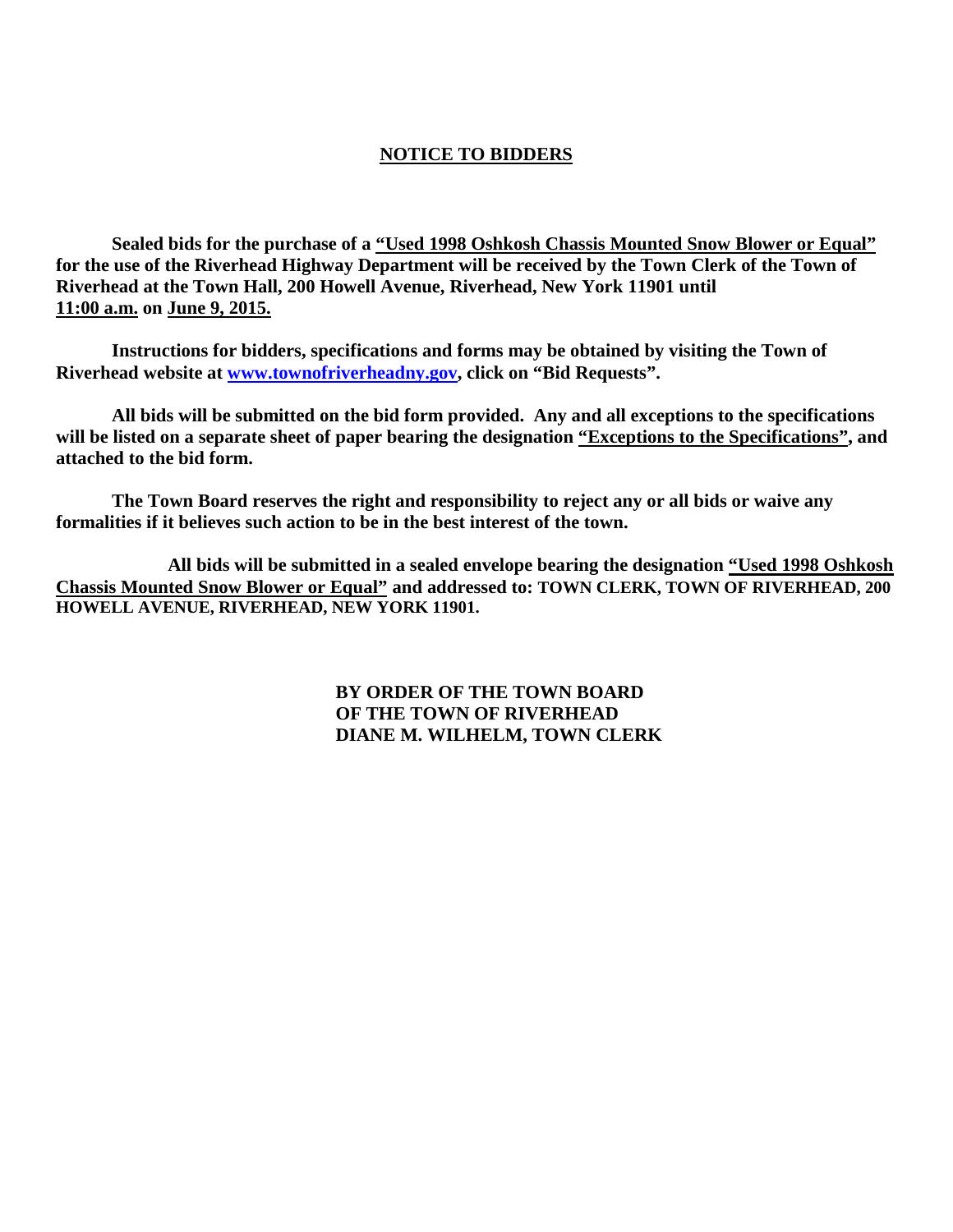# NOTICE TO BIDDERS

**Sealed bids for the purchase of a "Used 1998 Oshkosh Chassis Mounted Snow Blower or Equal" for the use of the Riverhead Highway Department will be received by the Town Clerk of the Town of Riverhead at the Town Hall, 200 Howell Avenue, Riverhead, New York 11901 until 11:00 a.m. on June 9, 2015.**

**Instructions for bidders, specifications and forms may be obtained by visiting the Town of Riverhead website at [www.townofriverheadny.gov](http://www.townofriverheadny.gov), click on "Bid Requests".**

**All bids will be submitted on the bid form provided. Any and all exceptions to the specifications will be listed on a separate sheet of paper bearing the designation "Exceptions to the Specifications", and attached to the bid form.**

**The Town Board reserves the right and responsibility to reject any or all bids or waive any formalities if it believes such action to be in the best interest of the town.**

**All bids will be submitted in a sealed envelope bearing the designation "Used 1998 Oshkosh Chassis Mounted Snow Blower or Equal" and addressed to: TOWN CLERK, TOWN OF RIVERHEAD, 200 HOWELL AVENUE, RIVERHEAD, NEW YORK 11901.**

**BY ORDER OF THE TOWN BOARD**
**OF THE TOWN OF RIVERHEAD**
**DIANE M. WILHELM, TOWN CLERK**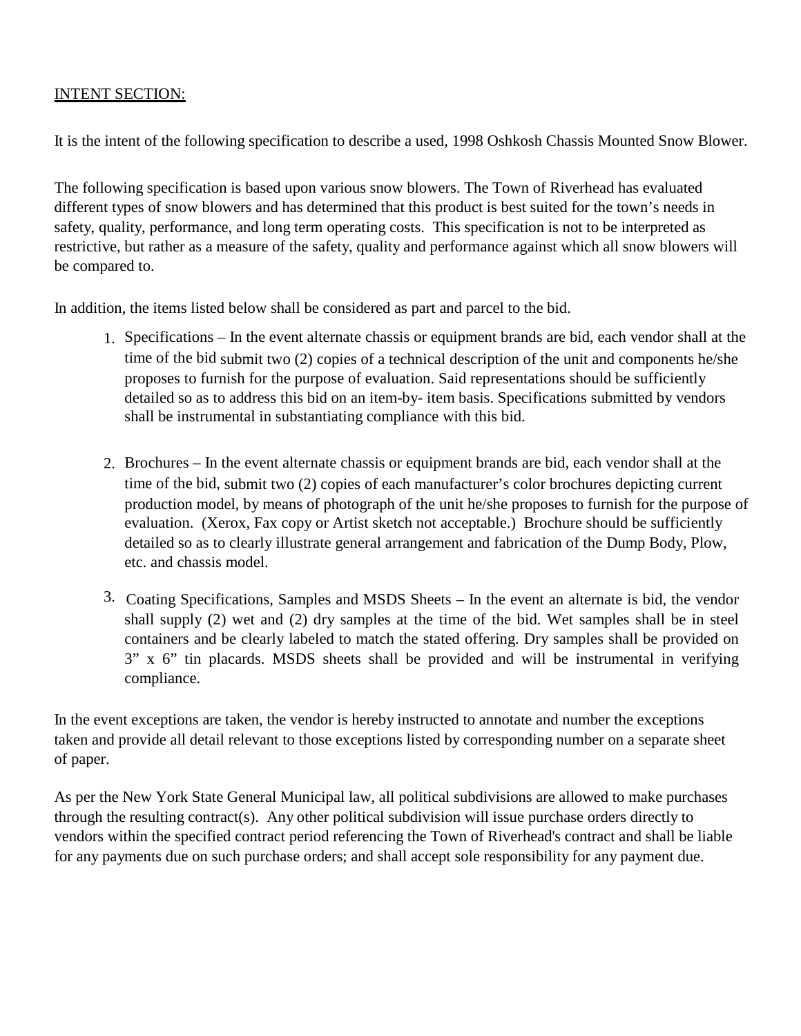INTENT SECTION:

It is the intent of the following specification to describe a used, 1998 Oshkosh Chassis Mounted Snow Blower.

The following specification is based upon various snow blowers. The Town of Riverhead has evaluated different types of snow blowers and has determined that this product is best suited for the town's needs in safety, quality, performance, and long term operating costs. This specification is not to be interpreted as restrictive, but rather as a measure of the safety, quality and performance against which all snow blowers will be compared to.

In addition, the items listed below shall be considered as part and parcel to the bid.

1. Specifications – In the event alternate chassis or equipment brands are bid, each vendor shall at the time of the bid submit two (2) copies of a technical description of the unit and components he/she proposes to furnish for the purpose of evaluation. Said representations should be sufficiently detailed so as to address this bid on an item-by- item basis. Specifications submitted by vendors shall be instrumental in substantiating compliance with this bid.

2. Brochures – In the event alternate chassis or equipment brands are bid, each vendor shall at the time of the bid, submit two (2) copies of each manufacturer's color brochures depicting current production model, by means of photograph of the unit he/she proposes to furnish for the purpose of evaluation. (Xerox, Fax copy or Artist sketch not acceptable.) Brochure should be sufficiently detailed so as to clearly illustrate general arrangement and fabrication of the Dump Body, Plow, etc. and chassis model.

3. Coating Specifications, Samples and MSDS Sheets – In the event an alternate is bid, the vendor shall supply (2) wet and (2) dry samples at the time of the bid. Wet samples shall be in steel containers and be clearly labeled to match the stated offering. Dry samples shall be provided on 3" x 6" tin placards. MSDS sheets shall be provided and will be instrumental in verifying compliance.

In the event exceptions are taken, the vendor is hereby instructed to annotate and number the exceptions taken and provide all detail relevant to those exceptions listed by corresponding number on a separate sheet of paper.

As per the New York State General Municipal law, all political subdivisions are allowed to make purchases through the resulting contract(s). Any other political subdivision will issue purchase orders directly to vendors within the specified contract period referencing the Town of Riverhead's contract and shall be liable for any payments due on such purchase orders; and shall accept sole responsibility for any payment due.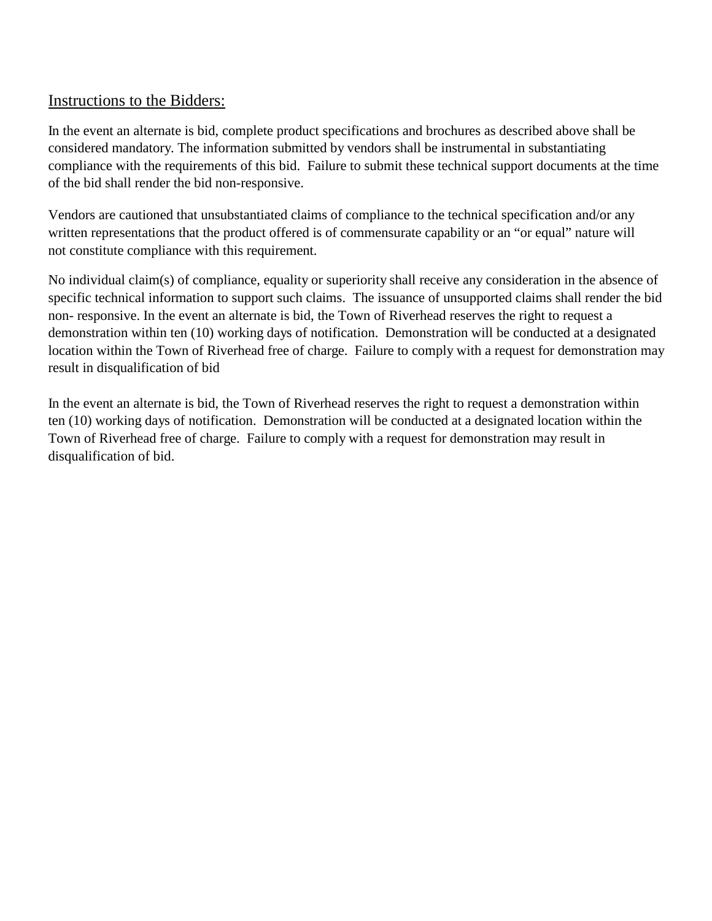## Instructions to the Bidders:

In the event an alternate is bid, complete product specifications and brochures as described above shall be considered mandatory. The information submitted by vendors shall be instrumental in substantiating compliance with the requirements of this bid. Failure to submit these technical support documents at the time of the bid shall render the bid non-responsive.

Vendors are cautioned that unsubstantiated claims of compliance to the technical specification and/or any written representations that the product offered is of commensurate capability or an "or equal" nature will not constitute compliance with this requirement.

No individual claim(s) of compliance, equality or superiority shall receive any consideration in the absence of specific technical information to support such claims. The issuance of unsupported claims shall render the bid non- responsive. In the event an alternate is bid, the Town of Riverhead reserves the right to request a demonstration within ten (10) working days of notification. Demonstration will be conducted at a designated location within the Town of Riverhead free of charge. Failure to comply with a request for demonstration may result in disqualification of bid

In the event an alternate is bid, the Town of Riverhead reserves the right to request a demonstration within ten (10) working days of notification. Demonstration will be conducted at a designated location within the Town of Riverhead free of charge. Failure to comply with a request for demonstration may result in disqualification of bid.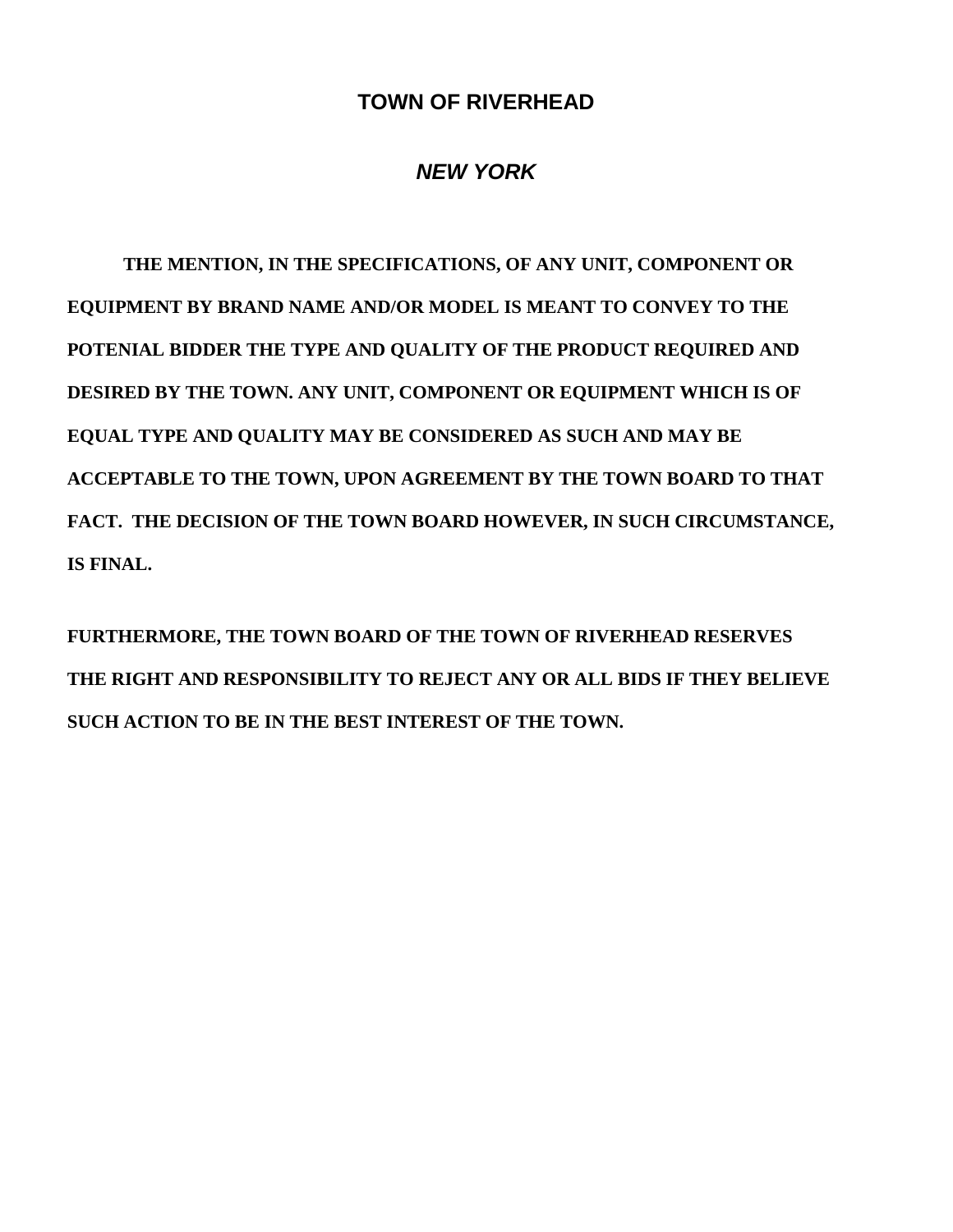# TOWN OF RIVERHEAD

## *NEW YORK*

**THE MENTION, IN THE SPECIFICATIONS, OF ANY UNIT, COMPONENT OR EQUIPMENT BY BRAND NAME AND/OR MODEL IS MEANT TO CONVEY TO THE POTENIAL BIDDER THE TYPE AND QUALITY OF THE PRODUCT REQUIRED AND DESIRED BY THE TOWN. ANY UNIT, COMPONENT OR EQUIPMENT WHICH IS OF EQUAL TYPE AND QUALITY MAY BE CONSIDERED AS SUCH AND MAY BE ACCEPTABLE TO THE TOWN, UPON AGREEMENT BY THE TOWN BOARD TO THAT FACT. THE DECISION OF THE TOWN BOARD HOWEVER, IN SUCH CIRCUMSTANCE, IS FINAL.**

**FURTHERMORE, THE TOWN BOARD OF THE TOWN OF RIVERHEAD RESERVES THE RIGHT AND RESPONSIBILITY TO REJECT ANY OR ALL BIDS IF THEY BELIEVE SUCH ACTION TO BE IN THE BEST INTEREST OF THE TOWN.**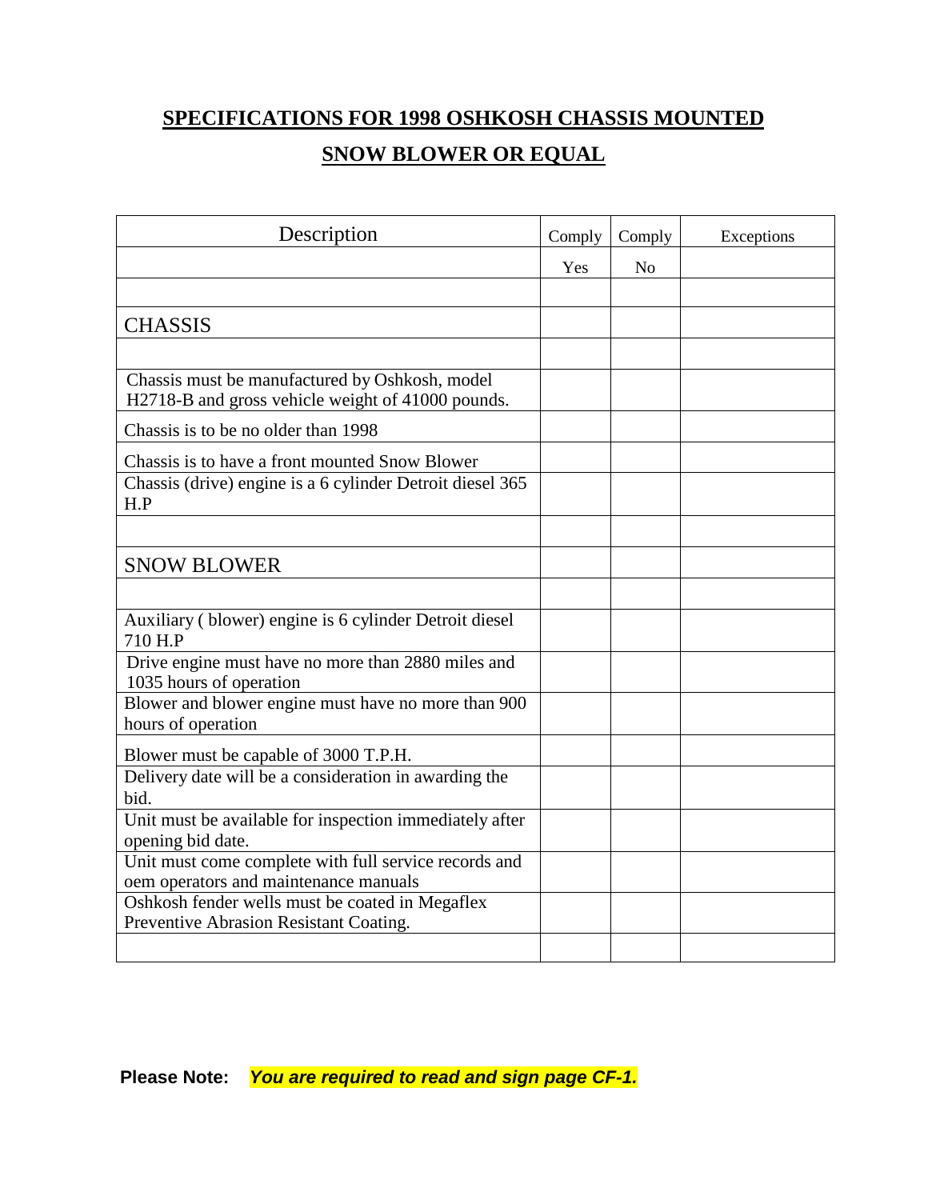# SPECIFICATIONS FOR 1998 OSHKOSH CHASSIS MOUNTED SNOW BLOWER OR EQUAL

| Description | Comply | Comply | Exceptions |
|---|---|---|---|
| | Yes | No | |
| | | | |
| CHASSIS | | | |
| | | | |
| Chassis must be manufactured by Oshkosh, model H2718-B and gross vehicle weight of 41000 pounds. | | | |
| Chassis is to be no older than 1998 | | | |
| Chassis is to have a front mounted Snow Blower | | | |
| Chassis (drive) engine is a 6 cylinder Detroit diesel 365 H.P | | | |
| | | | |
| SNOW BLOWER | | | |
| | | | |
| Auxiliary ( blower) engine is 6 cylinder Detroit diesel 710 H.P | | | |
| Drive engine must have no more than 2880 miles and 1035 hours of operation | | | |
| Blower and blower engine must have no more than 900 hours of operation | | | |
| Blower must be capable of 3000 T.P.H. | | | |
| Delivery date will be a consideration in awarding the bid. | | | |
| Unit must be available for inspection immediately after opening bid date. | | | |
| Unit must come complete with full service records and oem operators and maintenance manuals | | | |
| Oshkosh fender wells must be coated in Megaflex Preventive Abrasion Resistant Coating. | | | |
| | | | |

**Please Note:** ***You are required to read and sign page CF-1.***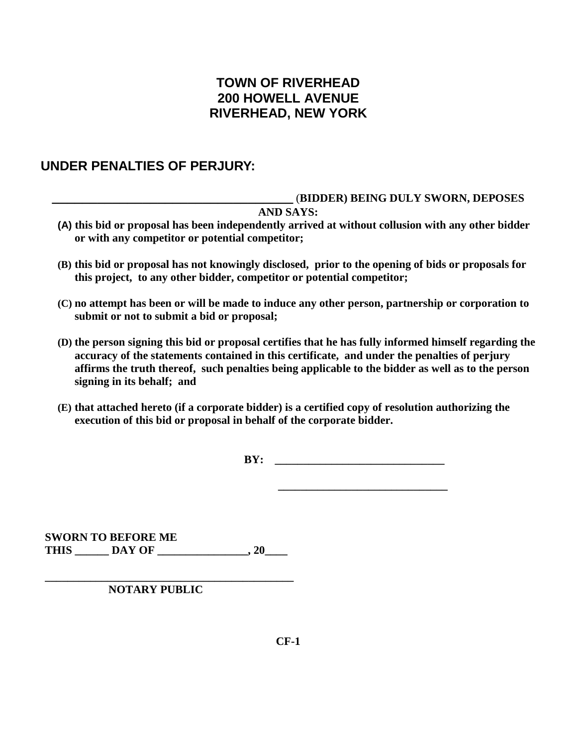# TOWN OF RIVERHEAD
# 200 HOWELL AVENUE
# RIVERHEAD, NEW YORK

## UNDER PENALTIES OF PERJURY:

**__________________________________________ (BIDDER) BEING DULY SWORN, DEPOSES AND SAYS:**

**(A) this bid or proposal has been independently arrived at without collusion with any other bidder or with any competitor or potential competitor;**

**(B) this bid or proposal has not knowingly disclosed, prior to the opening of bids or proposals for this project, to any other bidder, competitor or potential competitor;**

**(C) no attempt has been or will be made to induce any other person, partnership or corporation to submit or not to submit a bid or proposal;**

**(D) the person signing this bid or proposal certifies that he has fully informed himself regarding the accuracy of the statements contained in this certificate, and under the penalties of perjury affirms the truth thereof, such penalties being applicable to the bidder as well as to the person signing in its behalf; and**

**(E) that attached hereto (if a corporate bidder) is a certified copy of resolution authorizing the execution of this bid or proposal in behalf of the corporate bidder.**

**BY: ______________________________**

**______________________________**

**SWORN TO BEFORE ME**
**THIS ______ DAY OF ________________, 20____**

**____________________________________________**
**NOTARY PUBLIC**

**CF-1**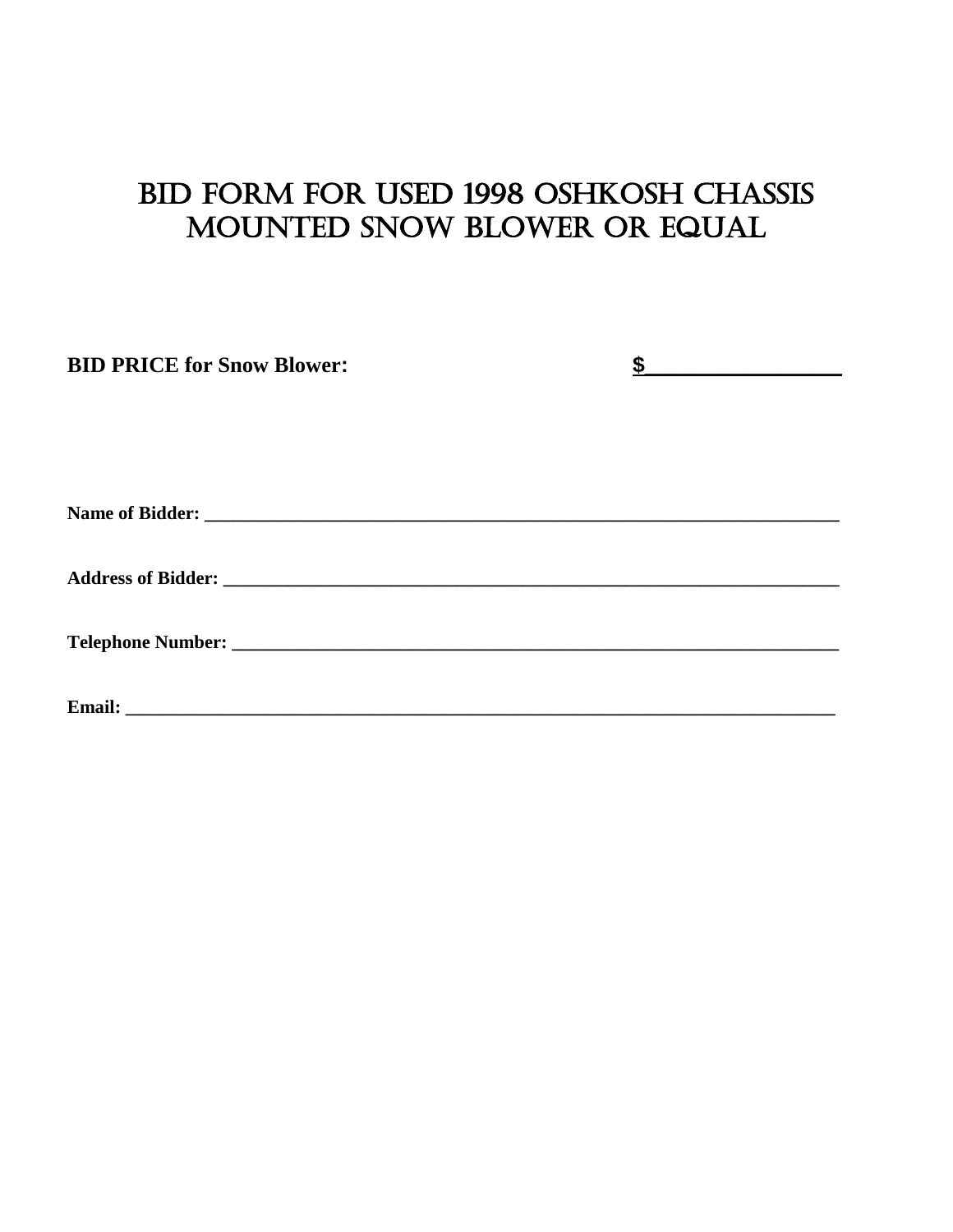# BID FORM FOR USED 1998 OSHKOSH CHASSIS MOUNTED SNOW BLOWER OR EQUAL

**BID PRICE for Snow Blower:** **$__________________**

**Name of Bidder: ___________________________________________________________________________**

**Address of Bidder: ________________________________________________________________________**

**Telephone Number: _______________________________________________________________________**

**Email: _________________________________________________________________________________**